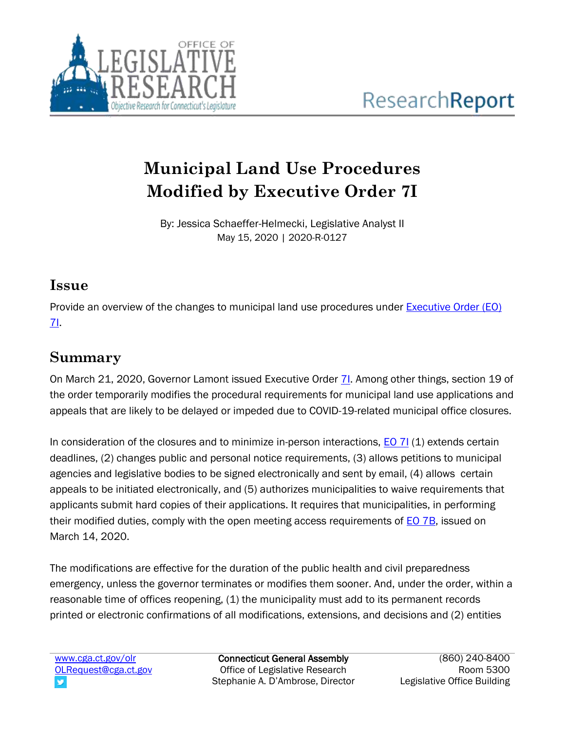# Municipal Land Use Procedures Modified by Executive Order 7I

By: Jessica Schaeffer-Helmecki, Legislative Analyst II
May 15, 2020 | 2020-R-0127

## Issue

Provide an overview of the changes to municipal land use procedures under Executive Order (EO) 7I.

## Summary

On March 21, 2020, Governor Lamont issued Executive Order 7I. Among other things, section 19 of the order temporarily modifies the procedural requirements for municipal land use applications and appeals that are likely to be delayed or impeded due to COVID-19-related municipal office closures.

In consideration of the closures and to minimize in-person interactions, EO 7I (1) extends certain deadlines, (2) changes public and personal notice requirements, (3) allows petitions to municipal agencies and legislative bodies to be signed electronically and sent by email, (4) allows certain appeals to be initiated electronically, and (5) authorizes municipalities to waive requirements that applicants submit hard copies of their applications. It requires that municipalities, in performing their modified duties, comply with the open meeting access requirements of EO 7B, issued on March 14, 2020.

The modifications are effective for the duration of the public health and civil preparedness emergency, unless the governor terminates or modifies them sooner. And, under the order, within a reasonable time of offices reopening, (1) the municipality must add to its permanent records printed or electronic confirmations of all modifications, extensions, and decisions and (2) entities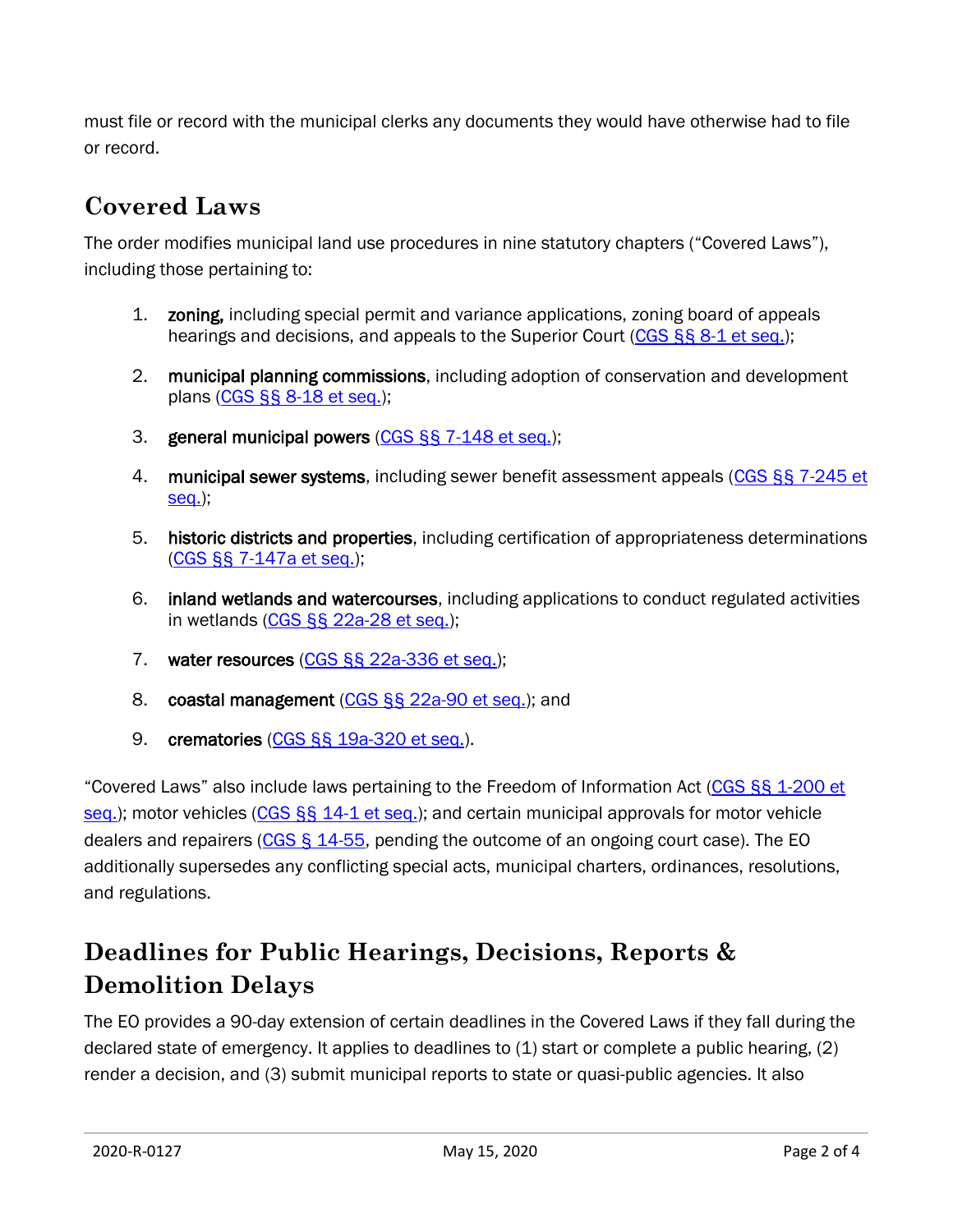must file or record with the municipal clerks any documents they would have otherwise had to file or record.

## Covered Laws

The order modifies municipal land use procedures in nine statutory chapters ("Covered Laws"), including those pertaining to:

1. **zoning,** including special permit and variance applications, zoning board of appeals hearings and decisions, and appeals to the Superior Court (CGS §§ 8-1 et seq.);
2. **municipal planning commissions**, including adoption of conservation and development plans (CGS §§ 8-18 et seq.);
3. **general municipal powers** (CGS §§ 7-148 et seq.);
4. **municipal sewer systems**, including sewer benefit assessment appeals (CGS §§ 7-245 et seq.);
5. **historic districts and properties**, including certification of appropriateness determinations (CGS §§ 7-147a et seq.);
6. **inland wetlands and watercourses**, including applications to conduct regulated activities in wetlands (CGS §§ 22a-28 et seq.);
7. **water resources** (CGS §§ 22a-336 et seq.);
8. **coastal management** (CGS §§ 22a-90 et seq.); and
9. **crematories** (CGS §§ 19a-320 et seq.).

"Covered Laws" also include laws pertaining to the Freedom of Information Act (CGS §§ 1-200 et seq.); motor vehicles (CGS §§ 14-1 et seq.); and certain municipal approvals for motor vehicle dealers and repairers (CGS § 14-55, pending the outcome of an ongoing court case). The EO additionally supersedes any conflicting special acts, municipal charters, ordinances, resolutions, and regulations.

## Deadlines for Public Hearings, Decisions, Reports & Demolition Delays

The EO provides a 90-day extension of certain deadlines in the Covered Laws if they fall during the declared state of emergency. It applies to deadlines to (1) start or complete a public hearing, (2) render a decision, and (3) submit municipal reports to state or quasi-public agencies. It also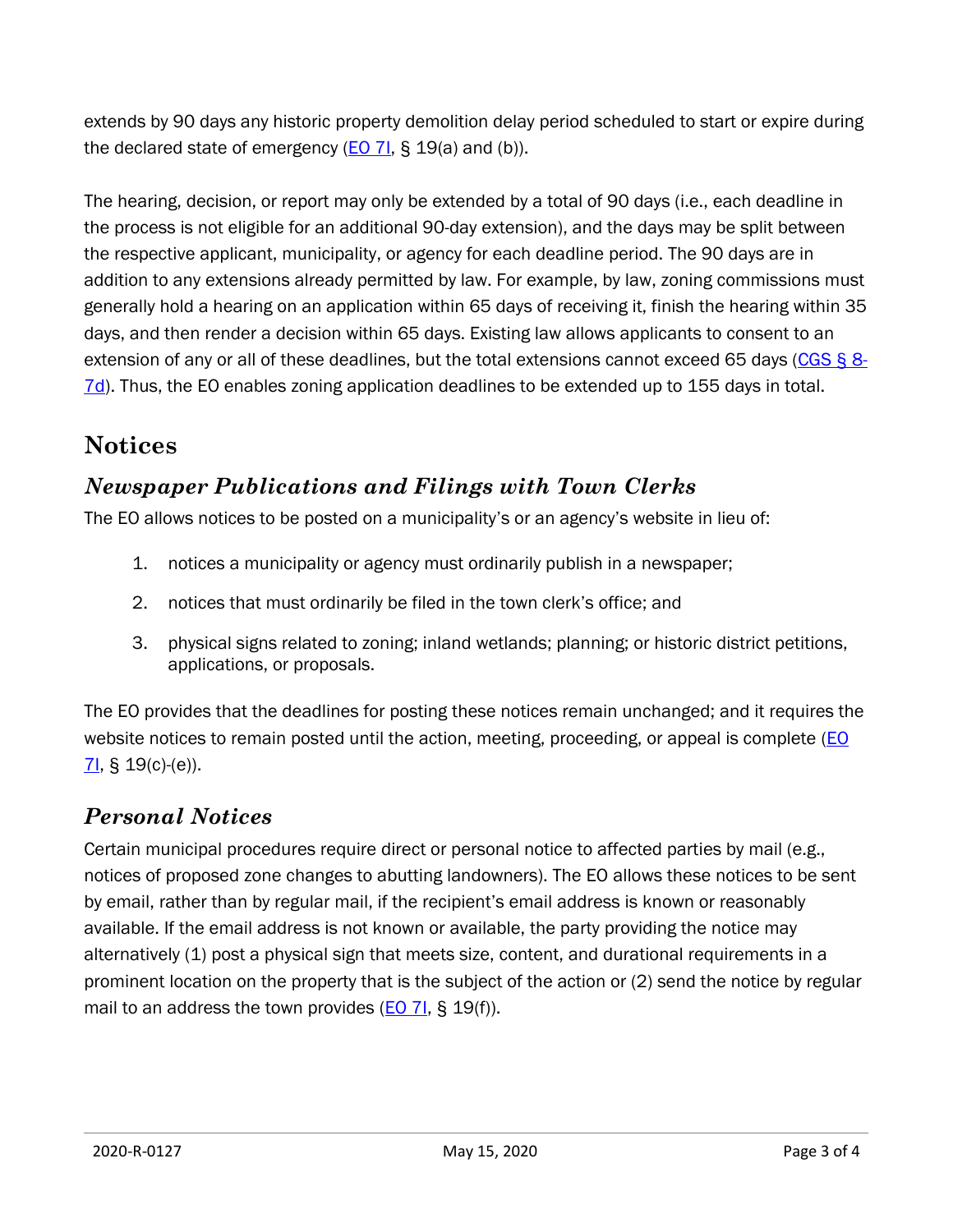extends by 90 days any historic property demolition delay period scheduled to start or expire during the declared state of emergency (EO 7I, § 19(a) and (b)).

The hearing, decision, or report may only be extended by a total of 90 days (i.e., each deadline in the process is not eligible for an additional 90-day extension), and the days may be split between the respective applicant, municipality, or agency for each deadline period. The 90 days are in addition to any extensions already permitted by law. For example, by law, zoning commissions must generally hold a hearing on an application within 65 days of receiving it, finish the hearing within 35 days, and then render a decision within 65 days. Existing law allows applicants to consent to an extension of any or all of these deadlines, but the total extensions cannot exceed 65 days (CGS § 8-7d). Thus, the EO enables zoning application deadlines to be extended up to 155 days in total.

## Notices

### *Newspaper Publications and Filings with Town Clerks*

The EO allows notices to be posted on a municipality's or an agency's website in lieu of:

1. notices a municipality or agency must ordinarily publish in a newspaper;
2. notices that must ordinarily be filed in the town clerk's office; and
3. physical signs related to zoning; inland wetlands; planning; or historic district petitions, applications, or proposals.

The EO provides that the deadlines for posting these notices remain unchanged; and it requires the website notices to remain posted until the action, meeting, proceeding, or appeal is complete (EO 7I, § 19(c)-(e)).

### *Personal Notices*

Certain municipal procedures require direct or personal notice to affected parties by mail (e.g., notices of proposed zone changes to abutting landowners). The EO allows these notices to be sent by email, rather than by regular mail, if the recipient's email address is known or reasonably available. If the email address is not known or available, the party providing the notice may alternatively (1) post a physical sign that meets size, content, and durational requirements in a prominent location on the property that is the subject of the action or (2) send the notice by regular mail to an address the town provides (EO 7I, § 19(f)).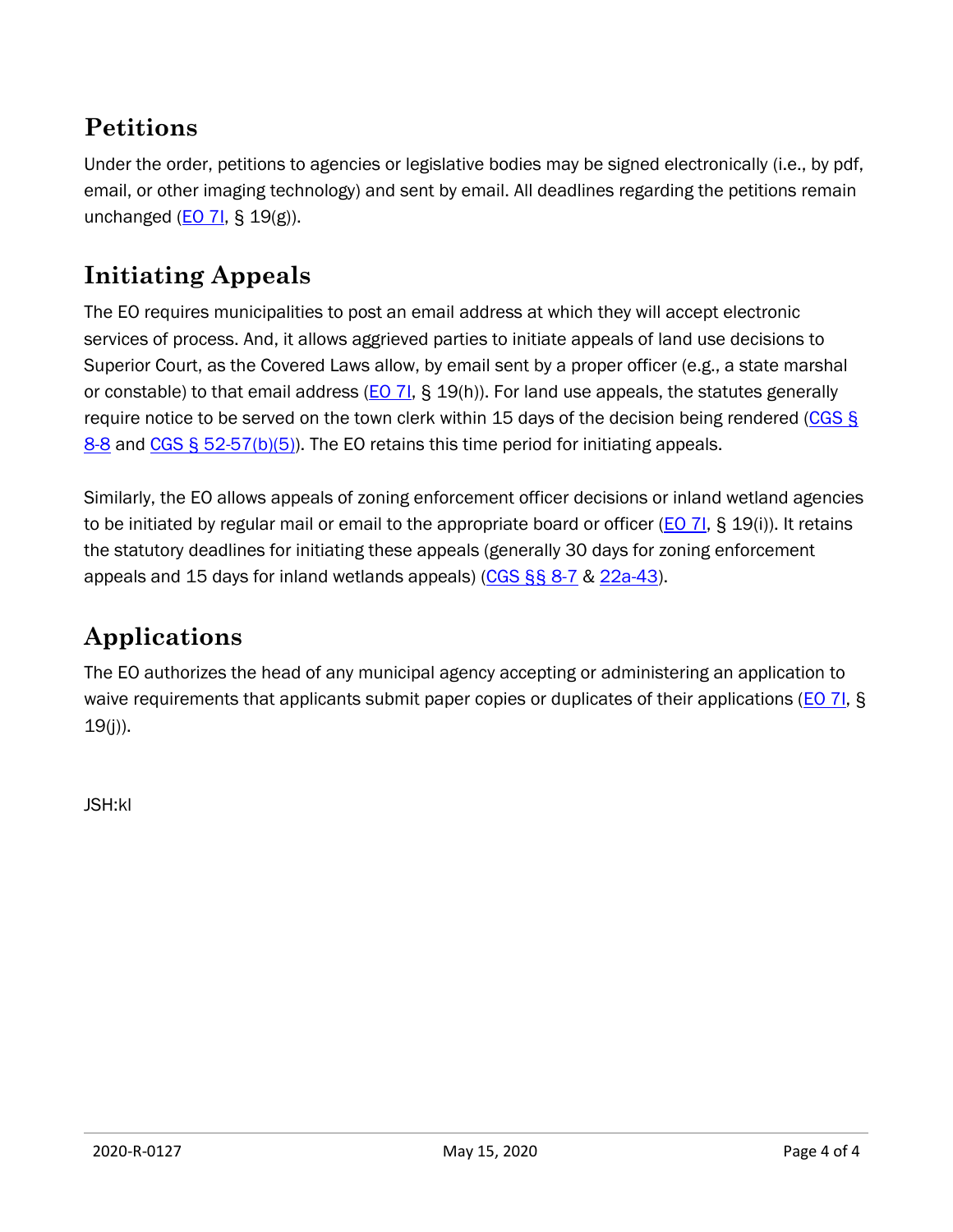## Petitions

Under the order, petitions to agencies or legislative bodies may be signed electronically (i.e., by pdf, email, or other imaging technology) and sent by email. All deadlines regarding the petitions remain unchanged (EO 7I, § 19(g)).

## Initiating Appeals

The EO requires municipalities to post an email address at which they will accept electronic services of process. And, it allows aggrieved parties to initiate appeals of land use decisions to Superior Court, as the Covered Laws allow, by email sent by a proper officer (e.g., a state marshal or constable) to that email address (EO 7I, § 19(h)). For land use appeals, the statutes generally require notice to be served on the town clerk within 15 days of the decision being rendered (CGS § 8-8 and CGS § 52-57(b)(5)). The EO retains this time period for initiating appeals.

Similarly, the EO allows appeals of zoning enforcement officer decisions or inland wetland agencies to be initiated by regular mail or email to the appropriate board or officer (EO 7I, § 19(i)). It retains the statutory deadlines for initiating these appeals (generally 30 days for zoning enforcement appeals and 15 days for inland wetlands appeals) (CGS §§ 8-7 & 22a-43).

## Applications

The EO authorizes the head of any municipal agency accepting or administering an application to waive requirements that applicants submit paper copies or duplicates of their applications (EO 7I, § 19(j)).

JSH:kl